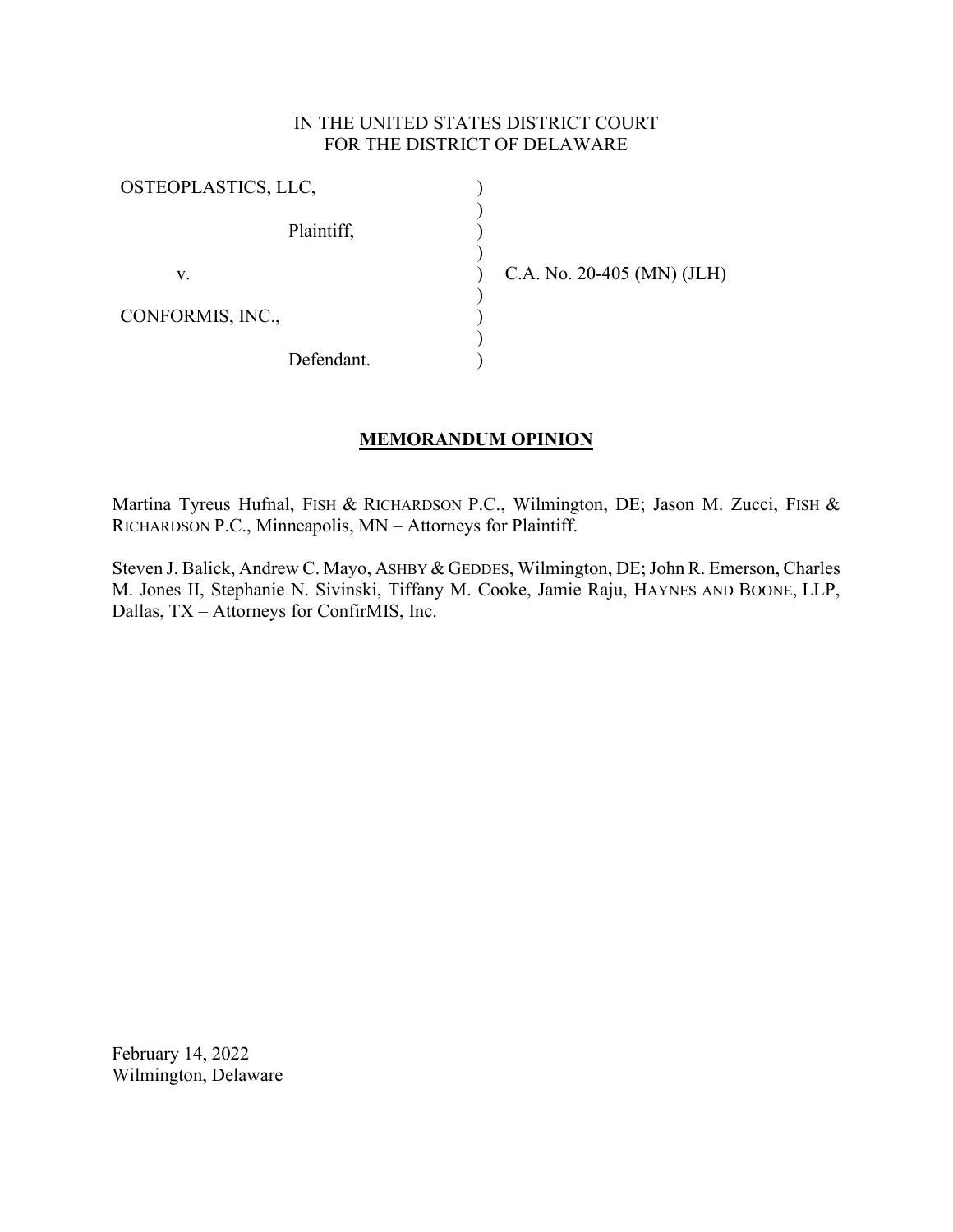IN THE UNITED STATES DISTRICT COURT
FOR THE DISTRICT OF DELAWARE

| | | |
|---|---|---|
| OSTEOPLASTICS, LLC, | ) | |
| | ) | |
| Plaintiff, | ) | |
| | ) | |
| v. | ) | C.A. No. 20-405 (MN) (JLH) |
| | ) | |
| CONFORMIS, INC., | ) | |
| | ) | |
| Defendant. | ) | |

## MEMORANDUM OPINION

Martina Tyreus Hufnal, FISH & RICHARDSON P.C., Wilmington, DE; Jason M. Zucci, FISH & RICHARDSON P.C., Minneapolis, MN – Attorneys for Plaintiff.

Steven J. Balick, Andrew C. Mayo, ASHBY & GEDDES, Wilmington, DE; John R. Emerson, Charles M. Jones II, Stephanie N. Sivinski, Tiffany M. Cooke, Jamie Raju, HAYNES AND BOONE, LLP, Dallas, TX – Attorneys for ConfirMIS, Inc.

February 14, 2022
Wilmington, Delaware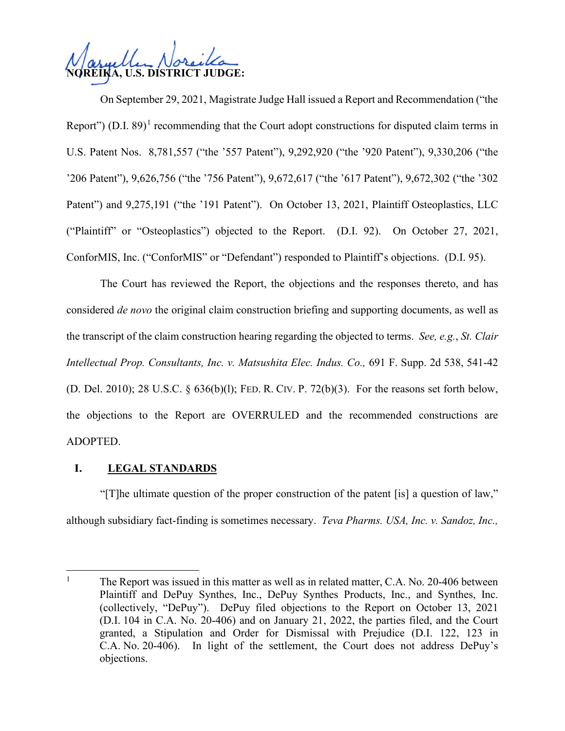**NOREIKA, U.S. DISTRICT JUDGE:**

On September 29, 2021, Magistrate Judge Hall issued a Report and Recommendation ("the Report") (D.I. 89)[1] recommending that the Court adopt constructions for disputed claim terms in U.S. Patent Nos. 8,781,557 ("the '557 Patent"), 9,292,920 ("the '920 Patent"), 9,330,206 ("the '206 Patent"), 9,626,756 ("the '756 Patent"), 9,672,617 ("the '617 Patent"), 9,672,302 ("the '302 Patent") and 9,275,191 ("the '191 Patent"). On October 13, 2021, Plaintiff Osteoplastics, LLC ("Plaintiff" or "Osteoplastics") objected to the Report. (D.I. 92). On October 27, 2021, ConforMIS, Inc. ("ConforMIS" or "Defendant") responded to Plaintiff's objections. (D.I. 95).

The Court has reviewed the Report, the objections and the responses thereto, and has considered *de novo* the original claim construction briefing and supporting documents, as well as the transcript of the claim construction hearing regarding the objected to terms. *See, e.g.*, *St. Clair Intellectual Prop. Consultants, Inc. v. Matsushita Elec. Indus. Co.,* 691 F. Supp. 2d 538, 541-42 (D. Del. 2010); 28 U.S.C. § 636(b)(l); FED. R. CIV. P. 72(b)(3). For the reasons set forth below, the objections to the Report are OVERRULED and the recommended constructions are ADOPTED.

## I. LEGAL STANDARDS

"[T]he ultimate question of the proper construction of the patent [is] a question of law," although subsidiary fact-finding is sometimes necessary. *Teva Pharms. USA, Inc. v. Sandoz, Inc.,*

[1] The Report was issued in this matter as well as in related matter, C.A. No. 20-406 between Plaintiff and DePuy Synthes, Inc., DePuy Synthes Products, Inc., and Synthes, Inc. (collectively, "DePuy"). DePuy filed objections to the Report on October 13, 2021 (D.I. 104 in C.A. No. 20-406) and on January 21, 2022, the parties filed, and the Court granted, a Stipulation and Order for Dismissal with Prejudice (D.I. 122, 123 in C.A. No. 20-406). In light of the settlement, the Court does not address DePuy's objections.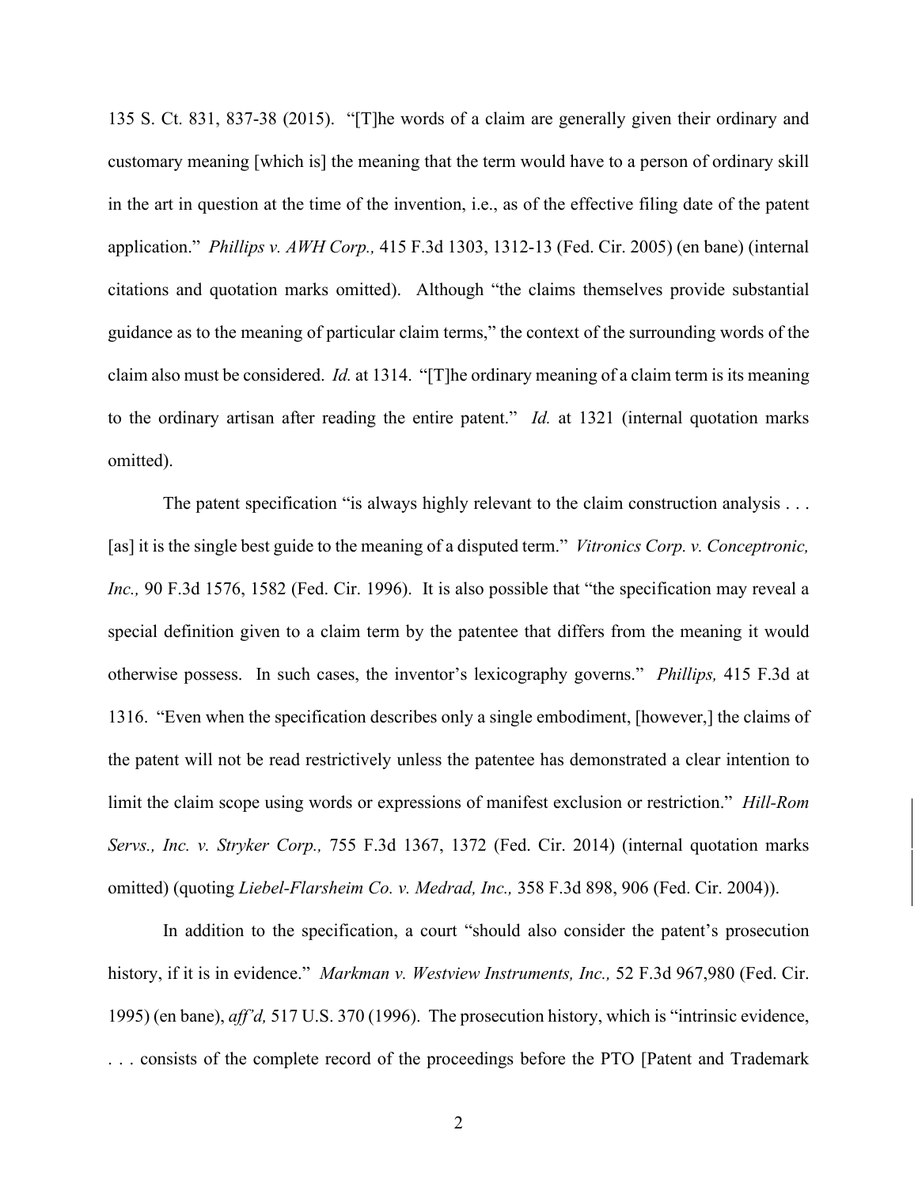135 S. Ct. 831, 837-38 (2015). "[T]he words of a claim are generally given their ordinary and customary meaning [which is] the meaning that the term would have to a person of ordinary skill in the art in question at the time of the invention, i.e., as of the effective filing date of the patent application." *Phillips v. AWH Corp.,* 415 F.3d 1303, 1312-13 (Fed. Cir. 2005) (en banc) (internal citations and quotation marks omitted). Although "the claims themselves provide substantial guidance as to the meaning of particular claim terms," the context of the surrounding words of the claim also must be considered. *Id.* at 1314. "[T]he ordinary meaning of a claim term is its meaning to the ordinary artisan after reading the entire patent." *Id.* at 1321 (internal quotation marks omitted).

The patent specification "is always highly relevant to the claim construction analysis . . . [as] it is the single best guide to the meaning of a disputed term." *Vitronics Corp. v. Conceptronic, Inc.,* 90 F.3d 1576, 1582 (Fed. Cir. 1996). It is also possible that "the specification may reveal a special definition given to a claim term by the patentee that differs from the meaning it would otherwise possess. In such cases, the inventor's lexicography governs." *Phillips,* 415 F.3d at 1316. "Even when the specification describes only a single embodiment, [however,] the claims of the patent will not be read restrictively unless the patentee has demonstrated a clear intention to limit the claim scope using words or expressions of manifest exclusion or restriction." *Hill-Rom Servs., Inc. v. Stryker Corp.,* 755 F.3d 1367, 1372 (Fed. Cir. 2014) (internal quotation marks omitted) (quoting *Liebel-Flarsheim Co. v. Medrad, Inc.,* 358 F.3d 898, 906 (Fed. Cir. 2004)).

In addition to the specification, a court "should also consider the patent's prosecution history, if it is in evidence." *Markman v. Westview Instruments, Inc.,* 52 F.3d 967,980 (Fed. Cir. 1995) (en banc), *aff'd,* 517 U.S. 370 (1996). The prosecution history, which is "intrinsic evidence, . . . consists of the complete record of the proceedings before the PTO [Patent and Trademark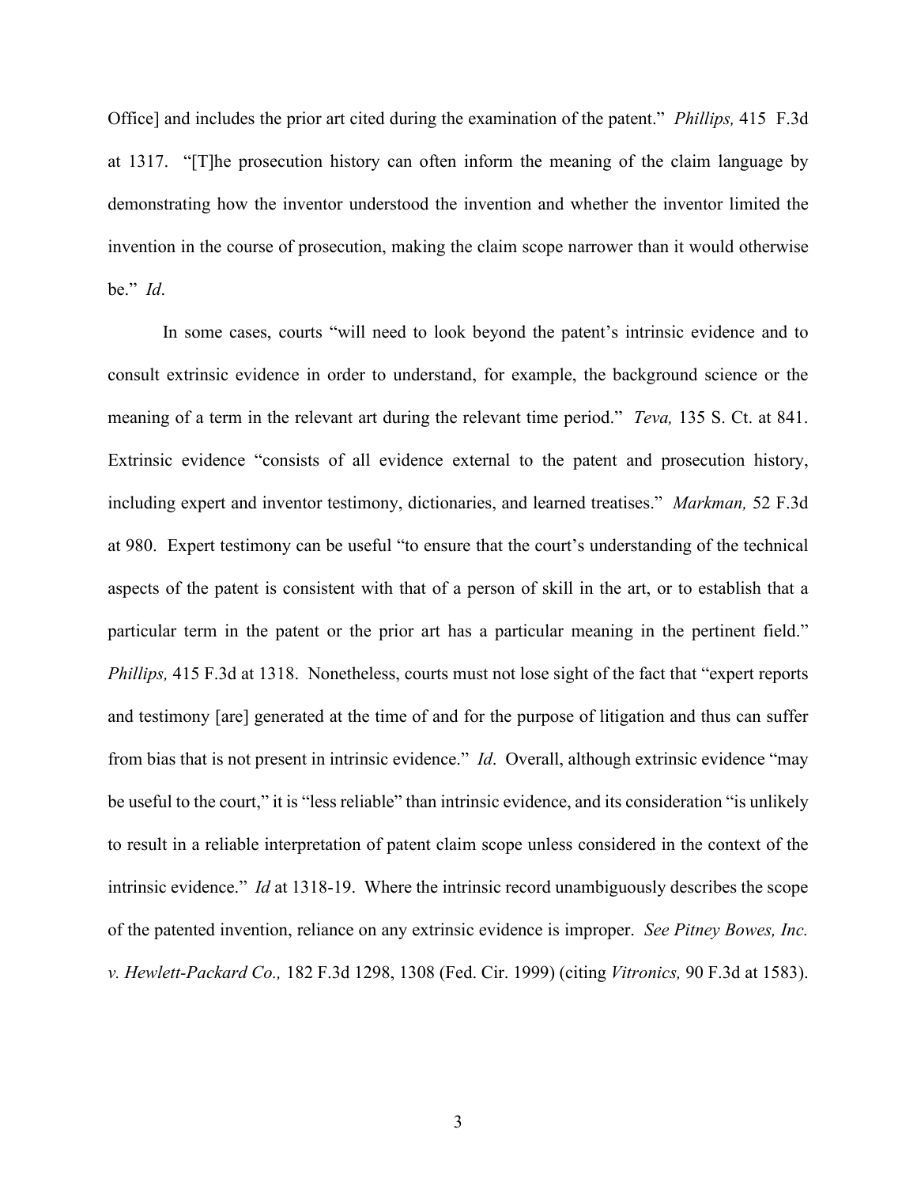Office] and includes the prior art cited during the examination of the patent." *Phillips,* 415 F.3d at 1317. "[T]he prosecution history can often inform the meaning of the claim language by demonstrating how the inventor understood the invention and whether the inventor limited the invention in the course of prosecution, making the claim scope narrower than it would otherwise be." *Id*.

In some cases, courts "will need to look beyond the patent's intrinsic evidence and to consult extrinsic evidence in order to understand, for example, the background science or the meaning of a term in the relevant art during the relevant time period." *Teva,* 135 S. Ct. at 841. Extrinsic evidence "consists of all evidence external to the patent and prosecution history, including expert and inventor testimony, dictionaries, and learned treatises." *Markman,* 52 F.3d at 980. Expert testimony can be useful "to ensure that the court's understanding of the technical aspects of the patent is consistent with that of a person of skill in the art, or to establish that a particular term in the patent or the prior art has a particular meaning in the pertinent field." *Phillips,* 415 F.3d at 1318. Nonetheless, courts must not lose sight of the fact that "expert reports and testimony [are] generated at the time of and for the purpose of litigation and thus can suffer from bias that is not present in intrinsic evidence." *Id*. Overall, although extrinsic evidence "may be useful to the court," it is "less reliable" than intrinsic evidence, and its consideration "is unlikely to result in a reliable interpretation of patent claim scope unless considered in the context of the intrinsic evidence." *Id* at 1318-19. Where the intrinsic record unambiguously describes the scope of the patented invention, reliance on any extrinsic evidence is improper. *See Pitney Bowes, Inc. v. Hewlett-Packard Co.,* 182 F.3d 1298, 1308 (Fed. Cir. 1999) (citing *Vitronics,* 90 F.3d at 1583).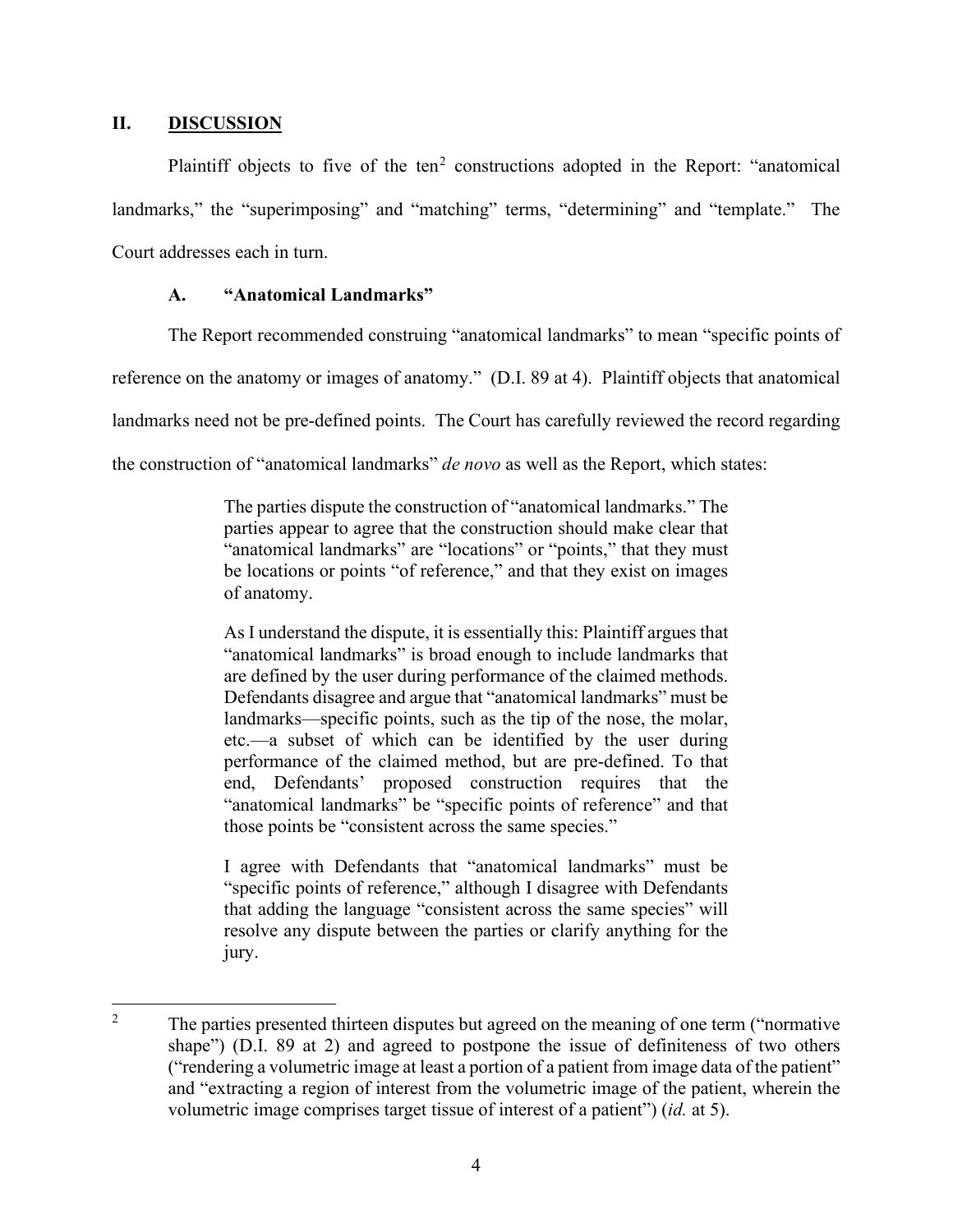## II. DISCUSSION

Plaintiff objects to five of the ten[2] constructions adopted in the Report: "anatomical landmarks," the "superimposing" and "matching" terms, "determining" and "template." The Court addresses each in turn.

### A. "Anatomical Landmarks"

The Report recommended construing "anatomical landmarks" to mean "specific points of reference on the anatomy or images of anatomy." (D.I. 89 at 4). Plaintiff objects that anatomical landmarks need not be pre-defined points. The Court has carefully reviewed the record regarding the construction of "anatomical landmarks" *de novo* as well as the Report, which states:

> The parties dispute the construction of "anatomical landmarks." The parties appear to agree that the construction should make clear that "anatomical landmarks" are "locations" or "points," that they must be locations or points "of reference," and that they exist on images of anatomy.
>
> As I understand the dispute, it is essentially this: Plaintiff argues that "anatomical landmarks" is broad enough to include landmarks that are defined by the user during performance of the claimed methods. Defendants disagree and argue that "anatomical landmarks" must be landmarks—specific points, such as the tip of the nose, the molar, etc.—a subset of which can be identified by the user during performance of the claimed method, but are pre-defined. To that end, Defendants' proposed construction requires that the "anatomical landmarks" be "specific points of reference" and that those points be "consistent across the same species."
>
> I agree with Defendants that "anatomical landmarks" must be "specific points of reference," although I disagree with Defendants that adding the language "consistent across the same species" will resolve any dispute between the parties or clarify anything for the jury.

---

[2] The parties presented thirteen disputes but agreed on the meaning of one term ("normative shape") (D.I. 89 at 2) and agreed to postpone the issue of definiteness of two others ("rendering a volumetric image at least a portion of a patient from image data of the patient" and "extracting a region of interest from the volumetric image of the patient, wherein the volumetric image comprises target tissue of interest of a patient") (*id.* at 5).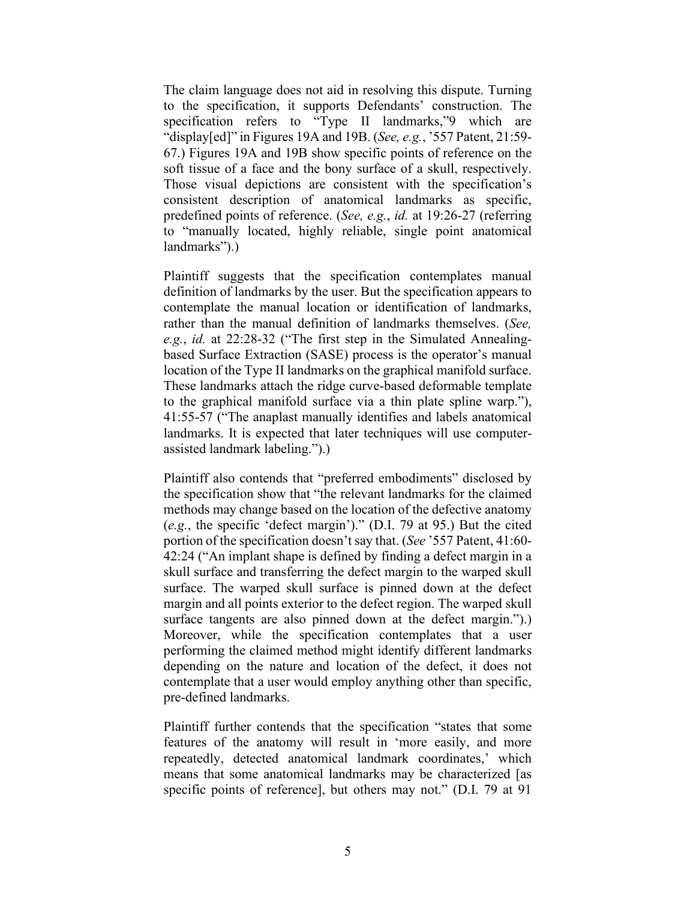The claim language does not aid in resolving this dispute. Turning to the specification, it supports Defendants' construction. The specification refers to "Type II landmarks,"9 which are "display[ed]" in Figures 19A and 19B. (*See, e.g.*, '557 Patent, 21:59-67.) Figures 19A and 19B show specific points of reference on the soft tissue of a face and the bony surface of a skull, respectively. Those visual depictions are consistent with the specification's consistent description of anatomical landmarks as specific, predefined points of reference. (*See, e.g.*, *id.* at 19:26-27 (referring to "manually located, highly reliable, single point anatomical landmarks").)

Plaintiff suggests that the specification contemplates manual definition of landmarks by the user. But the specification appears to contemplate the manual location or identification of landmarks, rather than the manual definition of landmarks themselves. (*See, e.g.*, *id.* at 22:28-32 ("The first step in the Simulated Annealing-based Surface Extraction (SASE) process is the operator's manual location of the Type II landmarks on the graphical manifold surface. These landmarks attach the ridge curve-based deformable template to the graphical manifold surface via a thin plate spline warp."), 41:55-57 ("The anaplast manually identifies and labels anatomical landmarks. It is expected that later techniques will use computer-assisted landmark labeling.").)

Plaintiff also contends that "preferred embodiments" disclosed by the specification show that "the relevant landmarks for the claimed methods may change based on the location of the defective anatomy (*e.g.*, the specific 'defect margin')." (D.I. 79 at 95.) But the cited portion of the specification doesn't say that. (*See* '557 Patent, 41:60-42:24 ("An implant shape is defined by finding a defect margin in a skull surface and transferring the defect margin to the warped skull surface. The warped skull surface is pinned down at the defect margin and all points exterior to the defect region. The warped skull surface tangents are also pinned down at the defect margin.").) Moreover, while the specification contemplates that a user performing the claimed method might identify different landmarks depending on the nature and location of the defect, it does not contemplate that a user would employ anything other than specific, pre-defined landmarks.

Plaintiff further contends that the specification "states that some features of the anatomy will result in 'more easily, and more repeatedly, detected anatomical landmark coordinates,' which means that some anatomical landmarks may be characterized [as specific points of reference], but others may not." (D.I. 79 at 91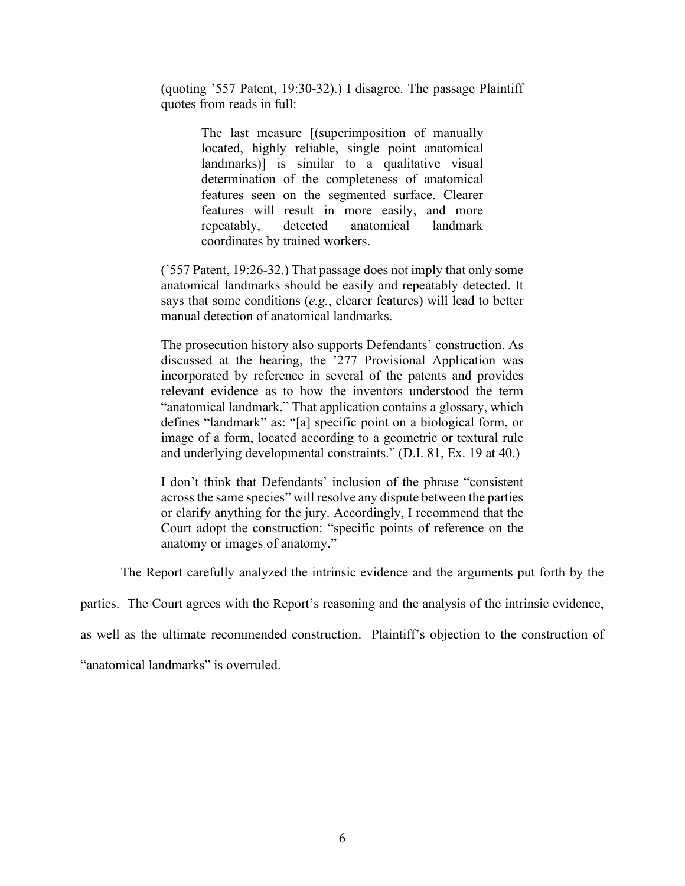> (quoting '557 Patent, 19:30-32).) I disagree. The passage Plaintiff quotes from reads in full:
>
> > The last measure [(superimposition of manually located, highly reliable, single point anatomical landmarks)] is similar to a qualitative visual determination of the completeness of anatomical features seen on the segmented surface. Clearer features will result in more easily, and more repeatably, detected anatomical landmark coordinates by trained workers.
>
> ('557 Patent, 19:26-32.) That passage does not imply that only some anatomical landmarks should be easily and repeatably detected. It says that some conditions (*e.g.*, clearer features) will lead to better manual detection of anatomical landmarks.
>
> The prosecution history also supports Defendants' construction. As discussed at the hearing, the '277 Provisional Application was incorporated by reference in several of the patents and provides relevant evidence as to how the inventors understood the term "anatomical landmark." That application contains a glossary, which defines "landmark" as: "[a] specific point on a biological form, or image of a form, located according to a geometric or textural rule and underlying developmental constraints." (D.I. 81, Ex. 19 at 40.)
>
> I don't think that Defendants' inclusion of the phrase "consistent across the same species" will resolve any dispute between the parties or clarify anything for the jury. Accordingly, I recommend that the Court adopt the construction: "specific points of reference on the anatomy or images of anatomy."

The Report carefully analyzed the intrinsic evidence and the arguments put forth by the parties. The Court agrees with the Report's reasoning and the analysis of the intrinsic evidence, as well as the ultimate recommended construction. Plaintiff's objection to the construction of "anatomical landmarks" is overruled.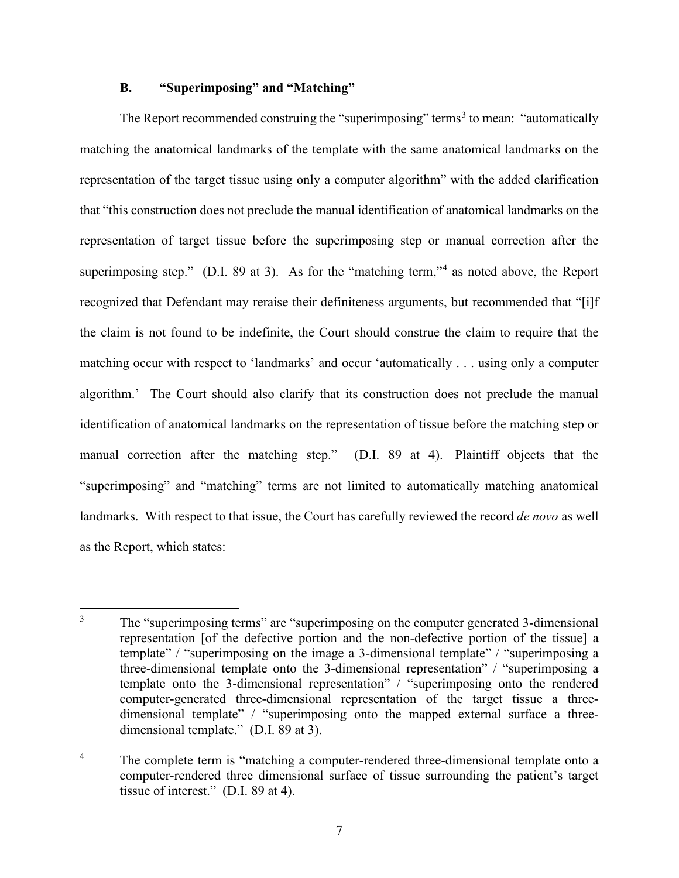### B. "Superimposing" and "Matching"

The Report recommended construing the "superimposing" terms[3] to mean: "automatically matching the anatomical landmarks of the template with the same anatomical landmarks on the representation of the target tissue using only a computer algorithm" with the added clarification that "this construction does not preclude the manual identification of anatomical landmarks on the representation of target tissue before the superimposing step or manual correction after the superimposing step." (D.I. 89 at 3). As for the "matching term,"[4] as noted above, the Report recognized that Defendant may reraise their definiteness arguments, but recommended that "[i]f the claim is not found to be indefinite, the Court should construe the claim to require that the matching occur with respect to 'landmarks' and occur 'automatically . . . using only a computer algorithm.' The Court should also clarify that its construction does not preclude the manual identification of anatomical landmarks on the representation of tissue before the matching step or manual correction after the matching step." (D.I. 89 at 4). Plaintiff objects that the "superimposing" and "matching" terms are not limited to automatically matching anatomical landmarks. With respect to that issue, the Court has carefully reviewed the record *de novo* as well as the Report, which states:

---

[3] The "superimposing terms" are "superimposing on the computer generated 3-dimensional representation [of the defective portion and the non-defective portion of the tissue] a template" / "superimposing on the image a 3-dimensional template" / "superimposing a three-dimensional template onto the 3-dimensional representation" / "superimposing a template onto the 3-dimensional representation" / "superimposing onto the rendered computer-generated three-dimensional representation of the target tissue a three-dimensional template" / "superimposing onto the mapped external surface a three-dimensional template." (D.I. 89 at 3).

[4] The complete term is "matching a computer-rendered three-dimensional template onto a computer-rendered three dimensional surface of tissue surrounding the patient's target tissue of interest." (D.I. 89 at 4).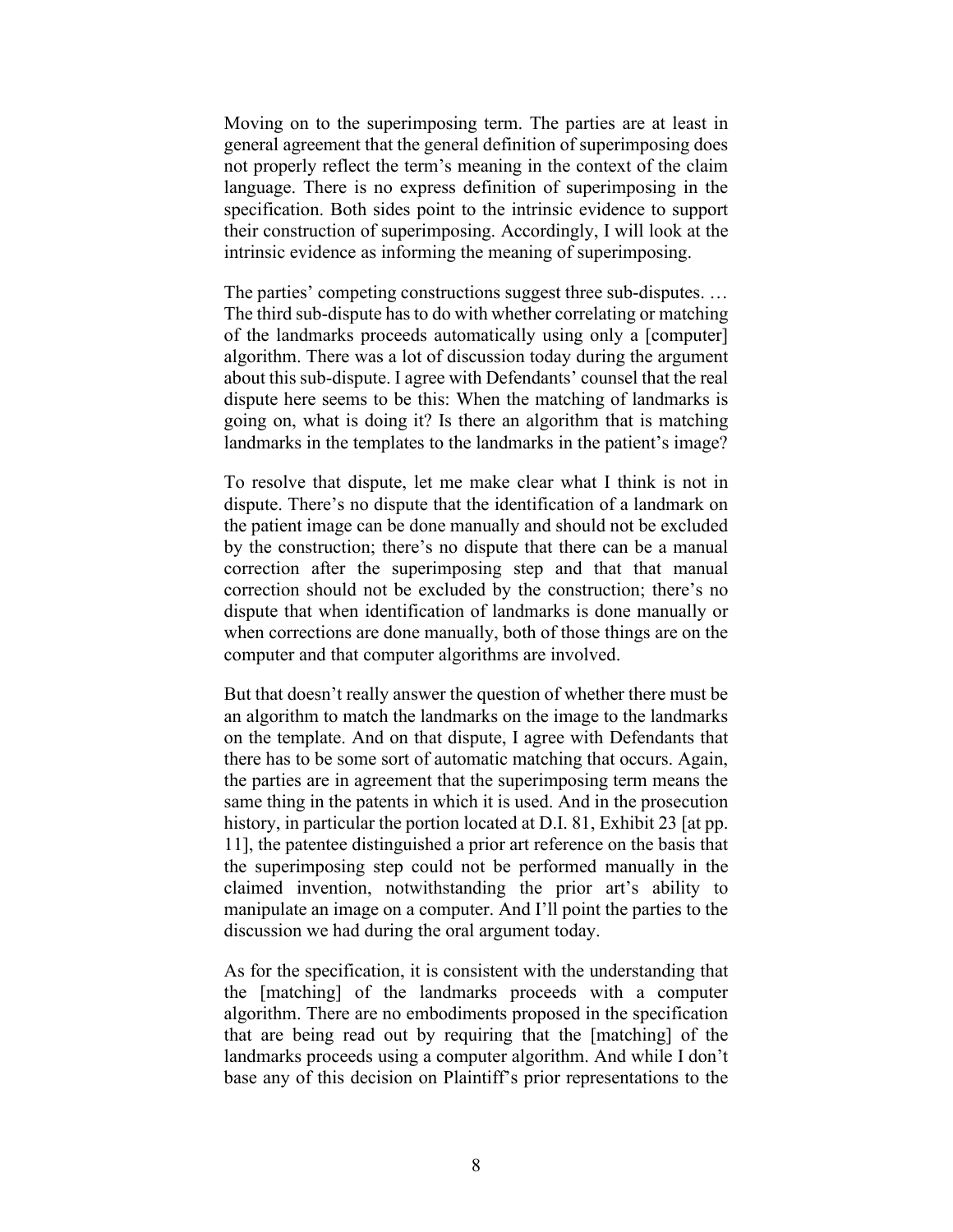Moving on to the superimposing term. The parties are at least in general agreement that the general definition of superimposing does not properly reflect the term's meaning in the context of the claim language. There is no express definition of superimposing in the specification. Both sides point to the intrinsic evidence to support their construction of superimposing. Accordingly, I will look at the intrinsic evidence as informing the meaning of superimposing.

The parties' competing constructions suggest three sub-disputes. … The third sub-dispute has to do with whether correlating or matching of the landmarks proceeds automatically using only a [computer] algorithm. There was a lot of discussion today during the argument about this sub-dispute. I agree with Defendants' counsel that the real dispute here seems to be this: When the matching of landmarks is going on, what is doing it? Is there an algorithm that is matching landmarks in the templates to the landmarks in the patient's image?

To resolve that dispute, let me make clear what I think is not in dispute. There's no dispute that the identification of a landmark on the patient image can be done manually and should not be excluded by the construction; there's no dispute that there can be a manual correction after the superimposing step and that that manual correction should not be excluded by the construction; there's no dispute that when identification of landmarks is done manually or when corrections are done manually, both of those things are on the computer and that computer algorithms are involved.

But that doesn't really answer the question of whether there must be an algorithm to match the landmarks on the image to the landmarks on the template. And on that dispute, I agree with Defendants that there has to be some sort of automatic matching that occurs. Again, the parties are in agreement that the superimposing term means the same thing in the patents in which it is used. And in the prosecution history, in particular the portion located at D.I. 81, Exhibit 23 [at pp. 11], the patentee distinguished a prior art reference on the basis that the superimposing step could not be performed manually in the claimed invention, notwithstanding the prior art's ability to manipulate an image on a computer. And I'll point the parties to the discussion we had during the oral argument today.

As for the specification, it is consistent with the understanding that the [matching] of the landmarks proceeds with a computer algorithm. There are no embodiments proposed in the specification that are being read out by requiring that the [matching] of the landmarks proceeds using a computer algorithm. And while I don't base any of this decision on Plaintiff's prior representations to the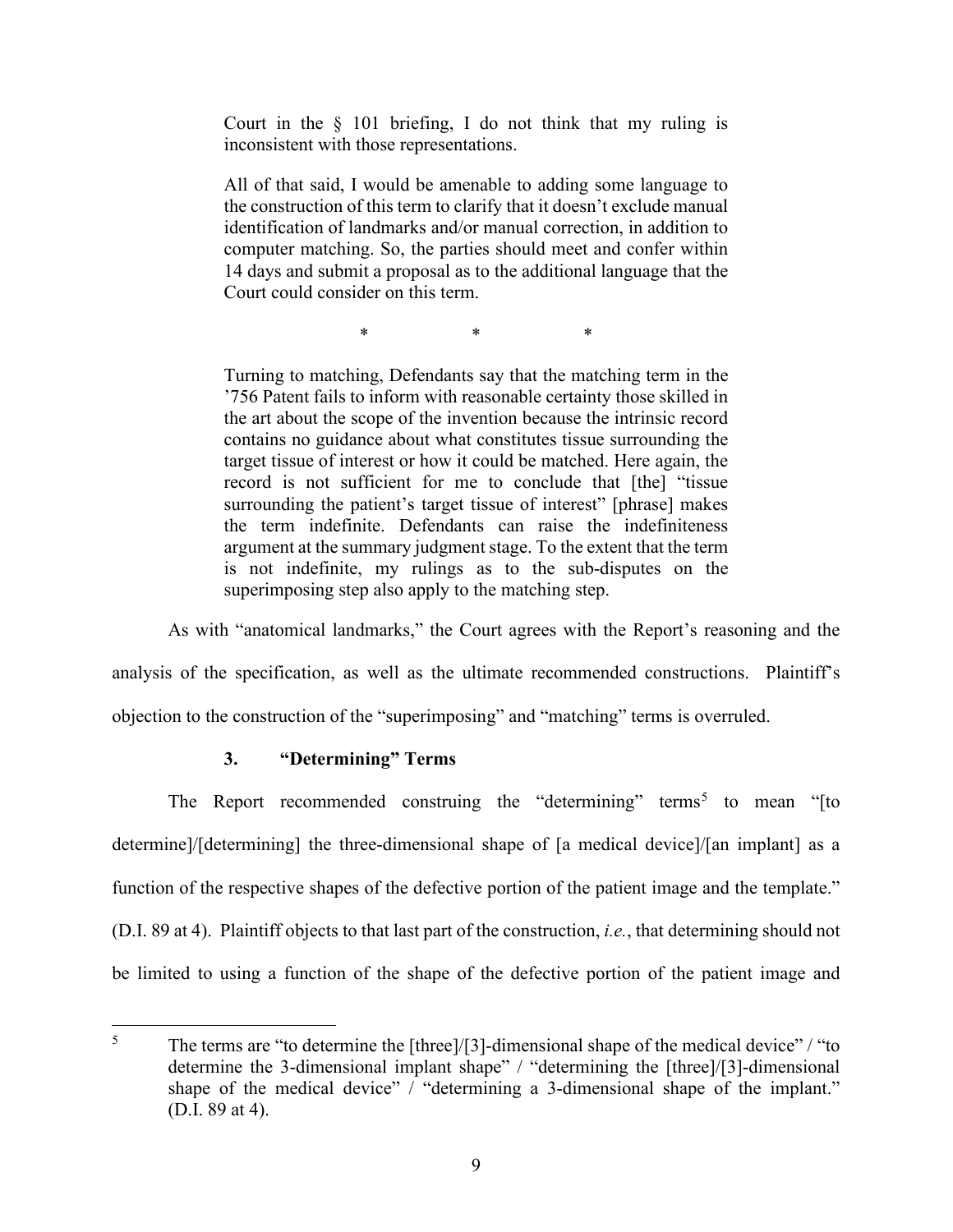> Court in the § 101 briefing, I do not think that my ruling is inconsistent with those representations.
>
> All of that said, I would be amenable to adding some language to the construction of this term to clarify that it doesn't exclude manual identification of landmarks and/or manual correction, in addition to computer matching. So, the parties should meet and confer within 14 days and submit a proposal as to the additional language that the Court could consider on this term.
>
> \* \* \*
>
> Turning to matching, Defendants say that the matching term in the '756 Patent fails to inform with reasonable certainty those skilled in the art about the scope of the invention because the intrinsic record contains no guidance about what constitutes tissue surrounding the target tissue of interest or how it could be matched. Here again, the record is not sufficient for me to conclude that [the] "tissue surrounding the patient's target tissue of interest" [phrase] makes the term indefinite. Defendants can raise the indefiniteness argument at the summary judgment stage. To the extent that the term is not indefinite, my rulings as to the sub-disputes on the superimposing step also apply to the matching step.

As with "anatomical landmarks," the Court agrees with the Report's reasoning and the analysis of the specification, as well as the ultimate recommended constructions. Plaintiff's objection to the construction of the "superimposing" and "matching" terms is overruled.

### 3. "Determining" Terms

The Report recommended construing the "determining" terms[5] to mean "[to determine]/[determining] the three-dimensional shape of [a medical device]/[an implant] as a function of the respective shapes of the defective portion of the patient image and the template." (D.I. 89 at 4). Plaintiff objects to that last part of the construction, *i.e.*, that determining should not be limited to using a function of the shape of the defective portion of the patient image and

---

[5] The terms are "to determine the [three]/[3]-dimensional shape of the medical device" / "to determine the 3-dimensional implant shape" / "determining the [three]/[3]-dimensional shape of the medical device" / "determining a 3-dimensional shape of the implant." (D.I. 89 at 4).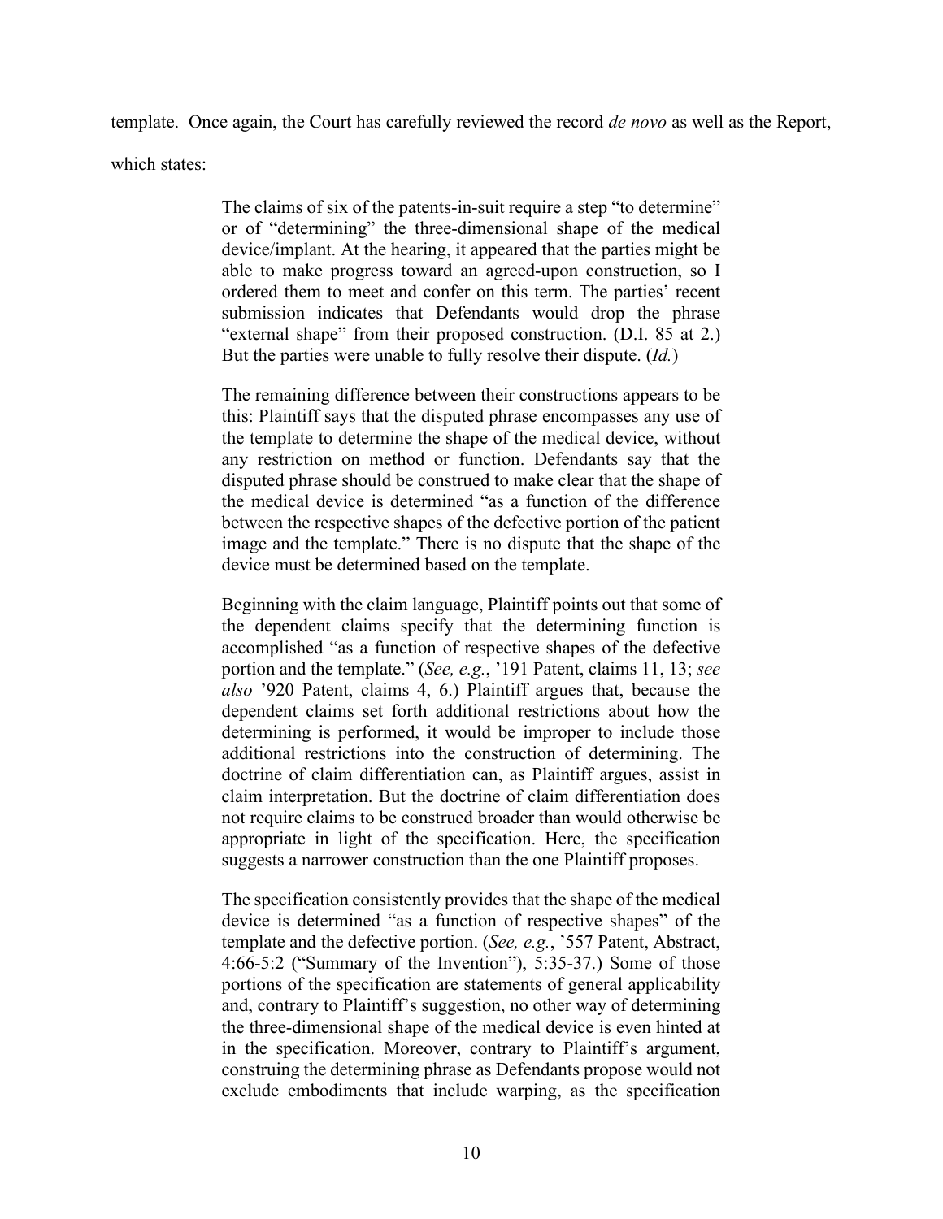template. Once again, the Court has carefully reviewed the record *de novo* as well as the Report, which states:

> The claims of six of the patents-in-suit require a step "to determine" or of "determining" the three-dimensional shape of the medical device/implant. At the hearing, it appeared that the parties might be able to make progress toward an agreed-upon construction, so I ordered them to meet and confer on this term. The parties' recent submission indicates that Defendants would drop the phrase "external shape" from their proposed construction. (D.I. 85 at 2.) But the parties were unable to fully resolve their dispute. (*Id.*)
>
> The remaining difference between their constructions appears to be this: Plaintiff says that the disputed phrase encompasses any use of the template to determine the shape of the medical device, without any restriction on method or function. Defendants say that the disputed phrase should be construed to make clear that the shape of the medical device is determined "as a function of the difference between the respective shapes of the defective portion of the patient image and the template." There is no dispute that the shape of the device must be determined based on the template.
>
> Beginning with the claim language, Plaintiff points out that some of the dependent claims specify that the determining function is accomplished "as a function of respective shapes of the defective portion and the template." (*See, e.g.*, '191 Patent, claims 11, 13; *see also* '920 Patent, claims 4, 6.) Plaintiff argues that, because the dependent claims set forth additional restrictions about how the determining is performed, it would be improper to include those additional restrictions into the construction of determining. The doctrine of claim differentiation can, as Plaintiff argues, assist in claim interpretation. But the doctrine of claim differentiation does not require claims to be construed broader than would otherwise be appropriate in light of the specification. Here, the specification suggests a narrower construction than the one Plaintiff proposes.
>
> The specification consistently provides that the shape of the medical device is determined "as a function of respective shapes" of the template and the defective portion. (*See, e.g.*, '557 Patent, Abstract, 4:66-5:2 ("Summary of the Invention"), 5:35-37.) Some of those portions of the specification are statements of general applicability and, contrary to Plaintiff's suggestion, no other way of determining the three-dimensional shape of the medical device is even hinted at in the specification. Moreover, contrary to Plaintiff's argument, construing the determining phrase as Defendants propose would not exclude embodiments that include warping, as the specification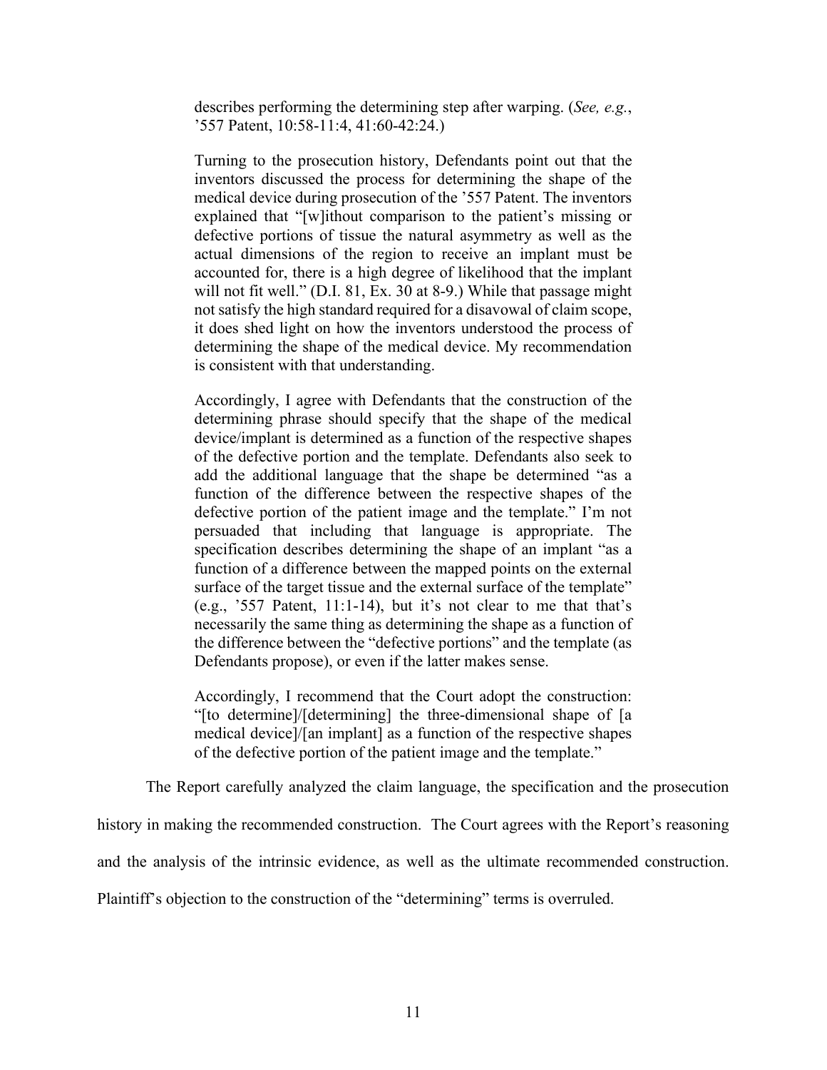> describes performing the determining step after warping. (*See, e.g.*, '557 Patent, 10:58-11:4, 41:60-42:24.)
>
> Turning to the prosecution history, Defendants point out that the inventors discussed the process for determining the shape of the medical device during prosecution of the '557 Patent. The inventors explained that "[w]ithout comparison to the patient's missing or defective portions of tissue the natural asymmetry as well as the actual dimensions of the region to receive an implant must be accounted for, there is a high degree of likelihood that the implant will not fit well." (D.I. 81, Ex. 30 at 8-9.) While that passage might not satisfy the high standard required for a disavowal of claim scope, it does shed light on how the inventors understood the process of determining the shape of the medical device. My recommendation is consistent with that understanding.
>
> Accordingly, I agree with Defendants that the construction of the determining phrase should specify that the shape of the medical device/implant is determined as a function of the respective shapes of the defective portion and the template. Defendants also seek to add the additional language that the shape be determined "as a function of the difference between the respective shapes of the defective portion of the patient image and the template." I'm not persuaded that including that language is appropriate. The specification describes determining the shape of an implant "as a function of a difference between the mapped points on the external surface of the target tissue and the external surface of the template" (e.g., '557 Patent, 11:1-14), but it's not clear to me that that's necessarily the same thing as determining the shape as a function of the difference between the "defective portions" and the template (as Defendants propose), or even if the latter makes sense.
>
> Accordingly, I recommend that the Court adopt the construction: "[to determine]/[determining] the three-dimensional shape of [a medical device]/[an implant] as a function of the respective shapes of the defective portion of the patient image and the template."

The Report carefully analyzed the claim language, the specification and the prosecution history in making the recommended construction. The Court agrees with the Report's reasoning and the analysis of the intrinsic evidence, as well as the ultimate recommended construction. Plaintiff's objection to the construction of the "determining" terms is overruled.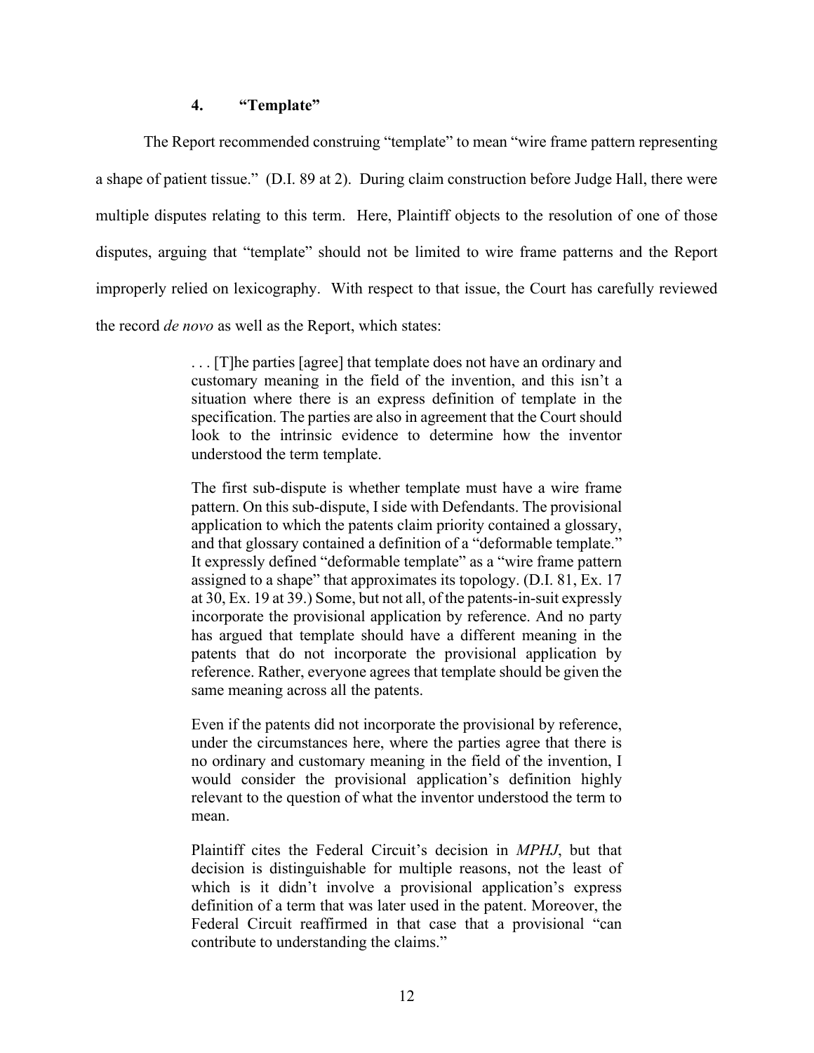#### 4. "Template"

The Report recommended construing "template" to mean "wire frame pattern representing a shape of patient tissue." (D.I. 89 at 2). During claim construction before Judge Hall, there were multiple disputes relating to this term. Here, Plaintiff objects to the resolution of one of those disputes, arguing that "template" should not be limited to wire frame patterns and the Report improperly relied on lexicography. With respect to that issue, the Court has carefully reviewed the record *de novo* as well as the Report, which states:

> . . . [T]he parties [agree] that template does not have an ordinary and customary meaning in the field of the invention, and this isn't a situation where there is an express definition of template in the specification. The parties are also in agreement that the Court should look to the intrinsic evidence to determine how the inventor understood the term template.
>
> The first sub-dispute is whether template must have a wire frame pattern. On this sub-dispute, I side with Defendants. The provisional application to which the patents claim priority contained a glossary, and that glossary contained a definition of a "deformable template." It expressly defined "deformable template" as a "wire frame pattern assigned to a shape" that approximates its topology. (D.I. 81, Ex. 17 at 30, Ex. 19 at 39.) Some, but not all, of the patents-in-suit expressly incorporate the provisional application by reference. And no party has argued that template should have a different meaning in the patents that do not incorporate the provisional application by reference. Rather, everyone agrees that template should be given the same meaning across all the patents.
>
> Even if the patents did not incorporate the provisional by reference, under the circumstances here, where the parties agree that there is no ordinary and customary meaning in the field of the invention, I would consider the provisional application's definition highly relevant to the question of what the inventor understood the term to mean.
>
> Plaintiff cites the Federal Circuit's decision in *MPHJ*, but that decision is distinguishable for multiple reasons, not the least of which is it didn't involve a provisional application's express definition of a term that was later used in the patent. Moreover, the Federal Circuit reaffirmed in that case that a provisional "can contribute to understanding the claims."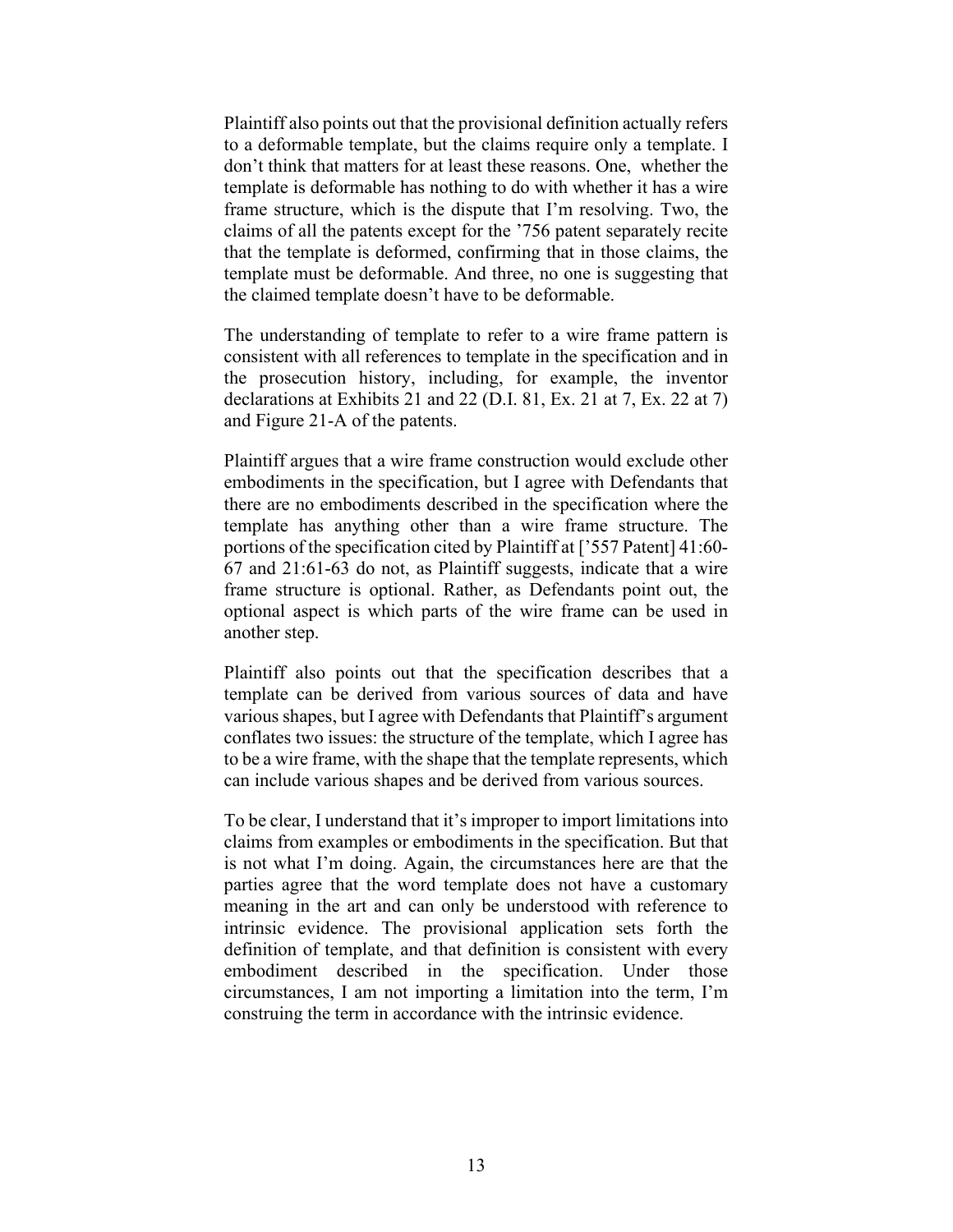Plaintiff also points out that the provisional definition actually refers to a deformable template, but the claims require only a template. I don't think that matters for at least these reasons. One, whether the template is deformable has nothing to do with whether it has a wire frame structure, which is the dispute that I'm resolving. Two, the claims of all the patents except for the '756 patent separately recite that the template is deformed, confirming that in those claims, the template must be deformable. And three, no one is suggesting that the claimed template doesn't have to be deformable.

The understanding of template to refer to a wire frame pattern is consistent with all references to template in the specification and in the prosecution history, including, for example, the inventor declarations at Exhibits 21 and 22 (D.I. 81, Ex. 21 at 7, Ex. 22 at 7) and Figure 21-A of the patents.

Plaintiff argues that a wire frame construction would exclude other embodiments in the specification, but I agree with Defendants that there are no embodiments described in the specification where the template has anything other than a wire frame structure. The portions of the specification cited by Plaintiff at ['557 Patent] 41:60-67 and 21:61-63 do not, as Plaintiff suggests, indicate that a wire frame structure is optional. Rather, as Defendants point out, the optional aspect is which parts of the wire frame can be used in another step.

Plaintiff also points out that the specification describes that a template can be derived from various sources of data and have various shapes, but I agree with Defendants that Plaintiff's argument conflates two issues: the structure of the template, which I agree has to be a wire frame, with the shape that the template represents, which can include various shapes and be derived from various sources.

To be clear, I understand that it's improper to import limitations into claims from examples or embodiments in the specification. But that is not what I'm doing. Again, the circumstances here are that the parties agree that the word template does not have a customary meaning in the art and can only be understood with reference to intrinsic evidence. The provisional application sets forth the definition of template, and that definition is consistent with every embodiment described in the specification. Under those circumstances, I am not importing a limitation into the term, I'm construing the term in accordance with the intrinsic evidence.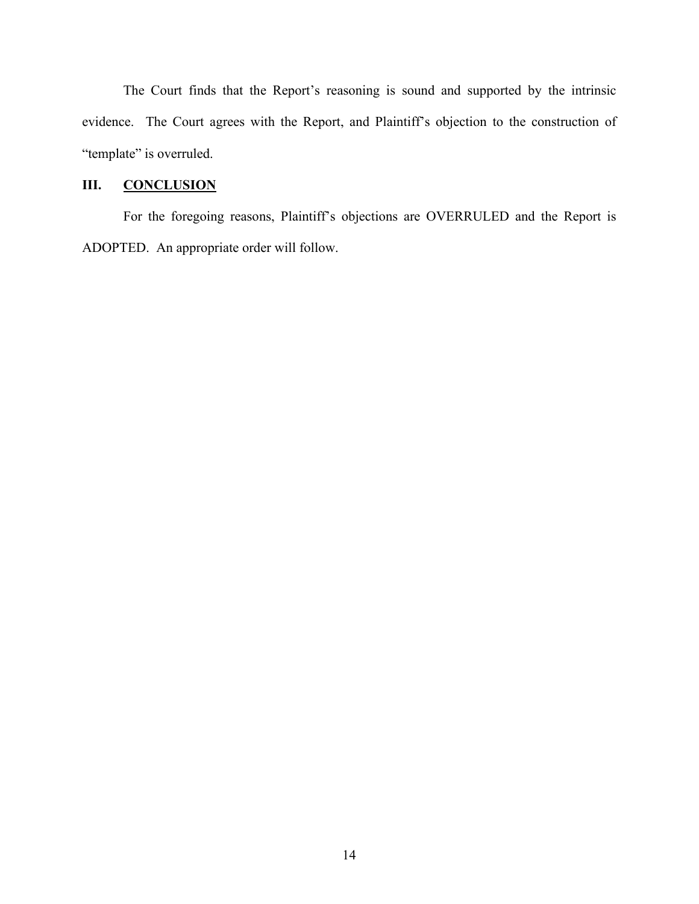The Court finds that the Report's reasoning is sound and supported by the intrinsic evidence. The Court agrees with the Report, and Plaintiff's objection to the construction of "template" is overruled.

## III. CONCLUSION

For the foregoing reasons, Plaintiff's objections are OVERRULED and the Report is ADOPTED. An appropriate order will follow.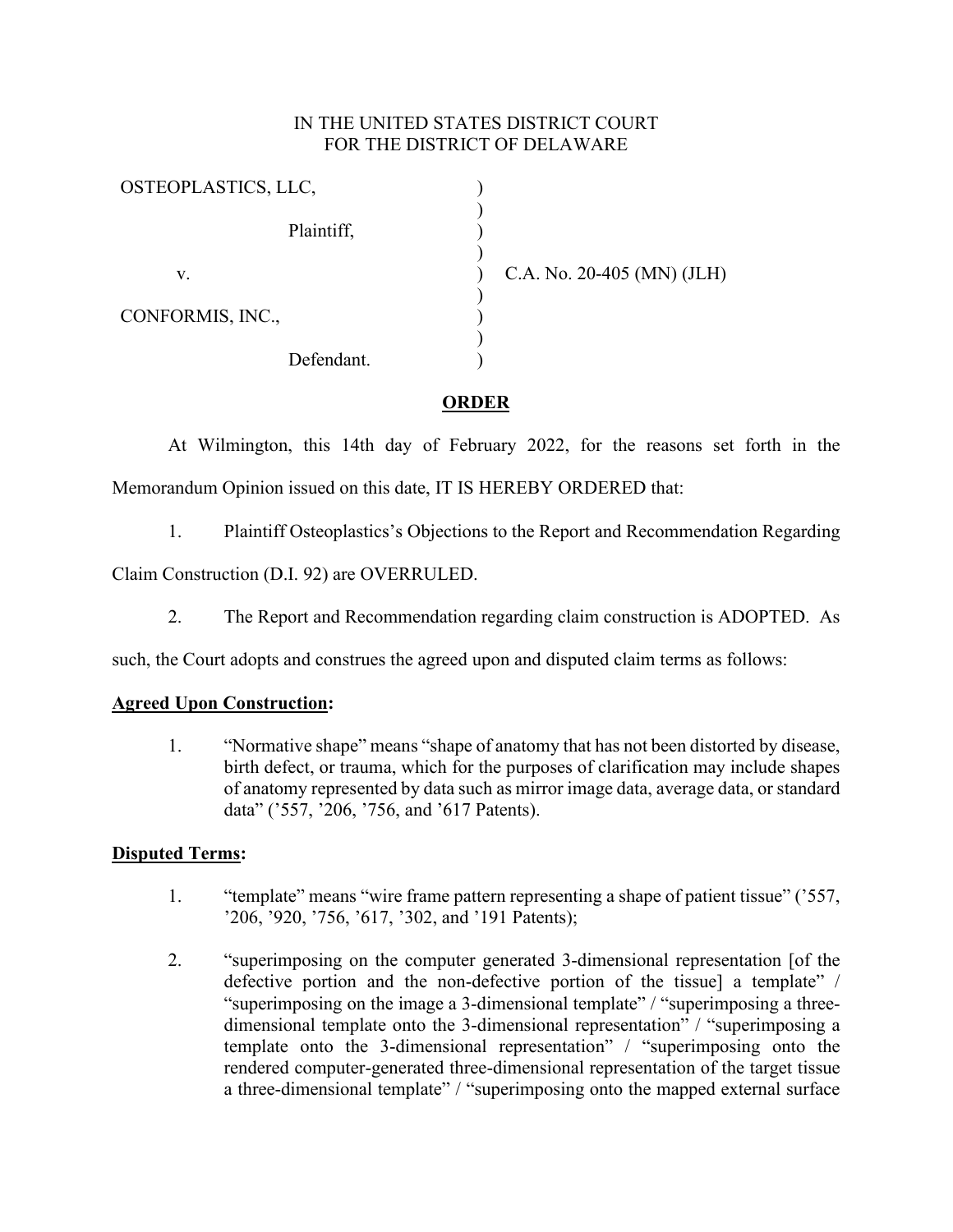IN THE UNITED STATES DISTRICT COURT
FOR THE DISTRICT OF DELAWARE

OSTEOPLASTICS, LLC,

Plaintiff,

v.

CONFORMIS, INC.,

Defendant.

C.A. No. 20-405 (MN) (JLH)

## ORDER

At Wilmington, this 14th day of February 2022, for the reasons set forth in the Memorandum Opinion issued on this date, IT IS HEREBY ORDERED that:

1. Plaintiff Osteoplastics's Objections to the Report and Recommendation Regarding Claim Construction (D.I. 92) are OVERRULED.

2. The Report and Recommendation regarding claim construction is ADOPTED. As such, the Court adopts and construes the agreed upon and disputed claim terms as follows:

**Agreed Upon Construction:**

1. "Normative shape" means "shape of anatomy that has not been distorted by disease, birth defect, or trauma, which for the purposes of clarification may include shapes of anatomy represented by data such as mirror image data, average data, or standard data" ('557, '206, '756, and '617 Patents).

**Disputed Terms:**

1. "template" means "wire frame pattern representing a shape of patient tissue" ('557, '206, '920, '756, '617, '302, and '191 Patents);

2. "superimposing on the computer generated 3-dimensional representation [of the defective portion and the non-defective portion of the tissue] a template" / "superimposing on the image a 3-dimensional template" / "superimposing a three-dimensional template onto the 3-dimensional representation" / "superimposing a template onto the 3-dimensional representation" / "superimposing onto the rendered computer-generated three-dimensional representation of the target tissue a three-dimensional template" / "superimposing onto the mapped external surface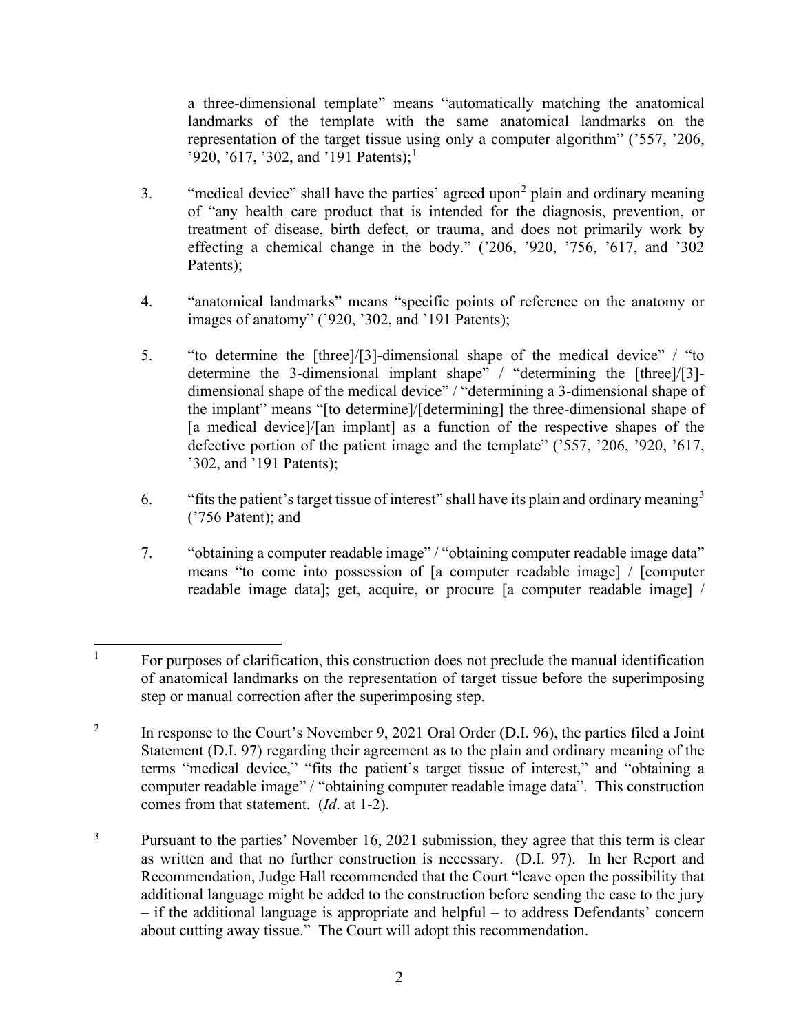a three-dimensional template" means "automatically matching the anatomical landmarks of the template with the same anatomical landmarks on the representation of the target tissue using only a computer algorithm" ('557, '206, '920, '617, '302, and '191 Patents);[1]

3. "medical device" shall have the parties' agreed upon[2] plain and ordinary meaning of "any health care product that is intended for the diagnosis, prevention, or treatment of disease, birth defect, or trauma, and does not primarily work by effecting a chemical change in the body." ('206, '920, '756, '617, and '302 Patents);

4. "anatomical landmarks" means "specific points of reference on the anatomy or images of anatomy" ('920, '302, and '191 Patents);

5. "to determine the [three]/[3]-dimensional shape of the medical device" / "to determine the 3-dimensional implant shape" / "determining the [three]/[3]-dimensional shape of the medical device" / "determining a 3-dimensional shape of the implant" means "[to determine]/[determining] the three-dimensional shape of [a medical device]/[an implant] as a function of the respective shapes of the defective portion of the patient image and the template" ('557, '206, '920, '617, '302, and '191 Patents);

6. "fits the patient's target tissue of interest" shall have its plain and ordinary meaning[3] ('756 Patent); and

7. "obtaining a computer readable image" / "obtaining computer readable image data" means "to come into possession of [a computer readable image] / [computer readable image data]; get, acquire, or procure [a computer readable image] /

---

[1] For purposes of clarification, this construction does not preclude the manual identification of anatomical landmarks on the representation of target tissue before the superimposing step or manual correction after the superimposing step.

[2] In response to the Court's November 9, 2021 Oral Order (D.I. 96), the parties filed a Joint Statement (D.I. 97) regarding their agreement as to the plain and ordinary meaning of the terms "medical device," "fits the patient's target tissue of interest," and "obtaining a computer readable image" / "obtaining computer readable image data". This construction comes from that statement. (*Id*. at 1-2).

[3] Pursuant to the parties' November 16, 2021 submission, they agree that this term is clear as written and that no further construction is necessary. (D.I. 97). In her Report and Recommendation, Judge Hall recommended that the Court "leave open the possibility that additional language might be added to the construction before sending the case to the jury – if the additional language is appropriate and helpful – to address Defendants' concern about cutting away tissue." The Court will adopt this recommendation.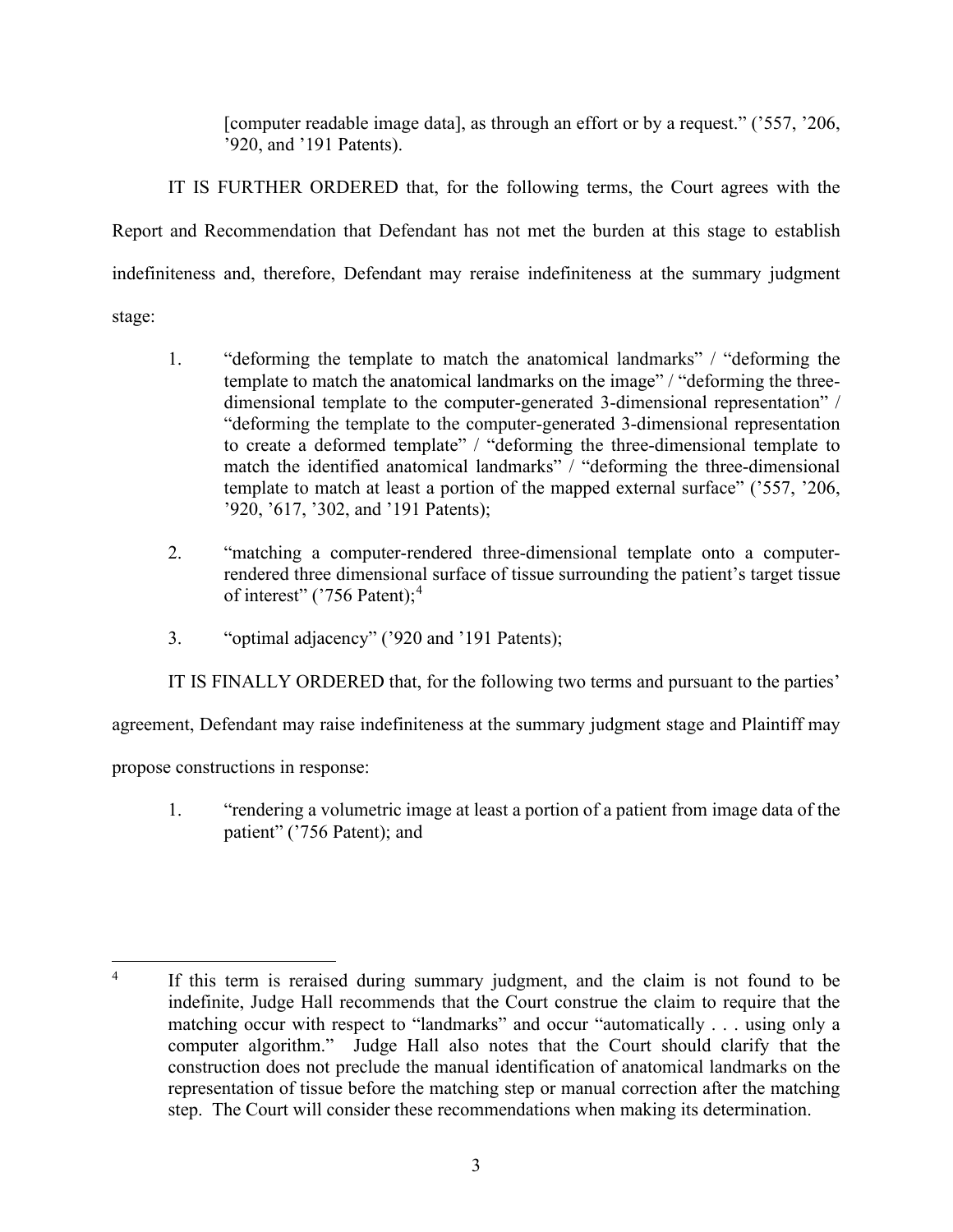[computer readable image data], as through an effort or by a request." ('557, '206, '920, and '191 Patents).

IT IS FURTHER ORDERED that, for the following terms, the Court agrees with the Report and Recommendation that Defendant has not met the burden at this stage to establish indefiniteness and, therefore, Defendant may reraise indefiniteness at the summary judgment stage:

1. "deforming the template to match the anatomical landmarks" / "deforming the template to match the anatomical landmarks on the image" / "deforming the three-dimensional template to the computer-generated 3-dimensional representation" / "deforming the template to the computer-generated 3-dimensional representation to create a deformed template" / "deforming the three-dimensional template to match the identified anatomical landmarks" / "deforming the three-dimensional template to match at least a portion of the mapped external surface" ('557, '206, '920, '617, '302, and '191 Patents);

2. "matching a computer-rendered three-dimensional template onto a computer-rendered three dimensional surface of tissue surrounding the patient's target tissue of interest" ('756 Patent);[4]

3. "optimal adjacency" ('920 and '191 Patents);

IT IS FINALLY ORDERED that, for the following two terms and pursuant to the parties' agreement, Defendant may raise indefiniteness at the summary judgment stage and Plaintiff may propose constructions in response:

1. "rendering a volumetric image at least a portion of a patient from image data of the patient" ('756 Patent); and

[4] If this term is reraised during summary judgment, and the claim is not found to be indefinite, Judge Hall recommends that the Court construe the claim to require that the matching occur with respect to "landmarks" and occur "automatically . . . using only a computer algorithm." Judge Hall also notes that the Court should clarify that the construction does not preclude the manual identification of anatomical landmarks on the representation of tissue before the matching step or manual correction after the matching step. The Court will consider these recommendations when making its determination.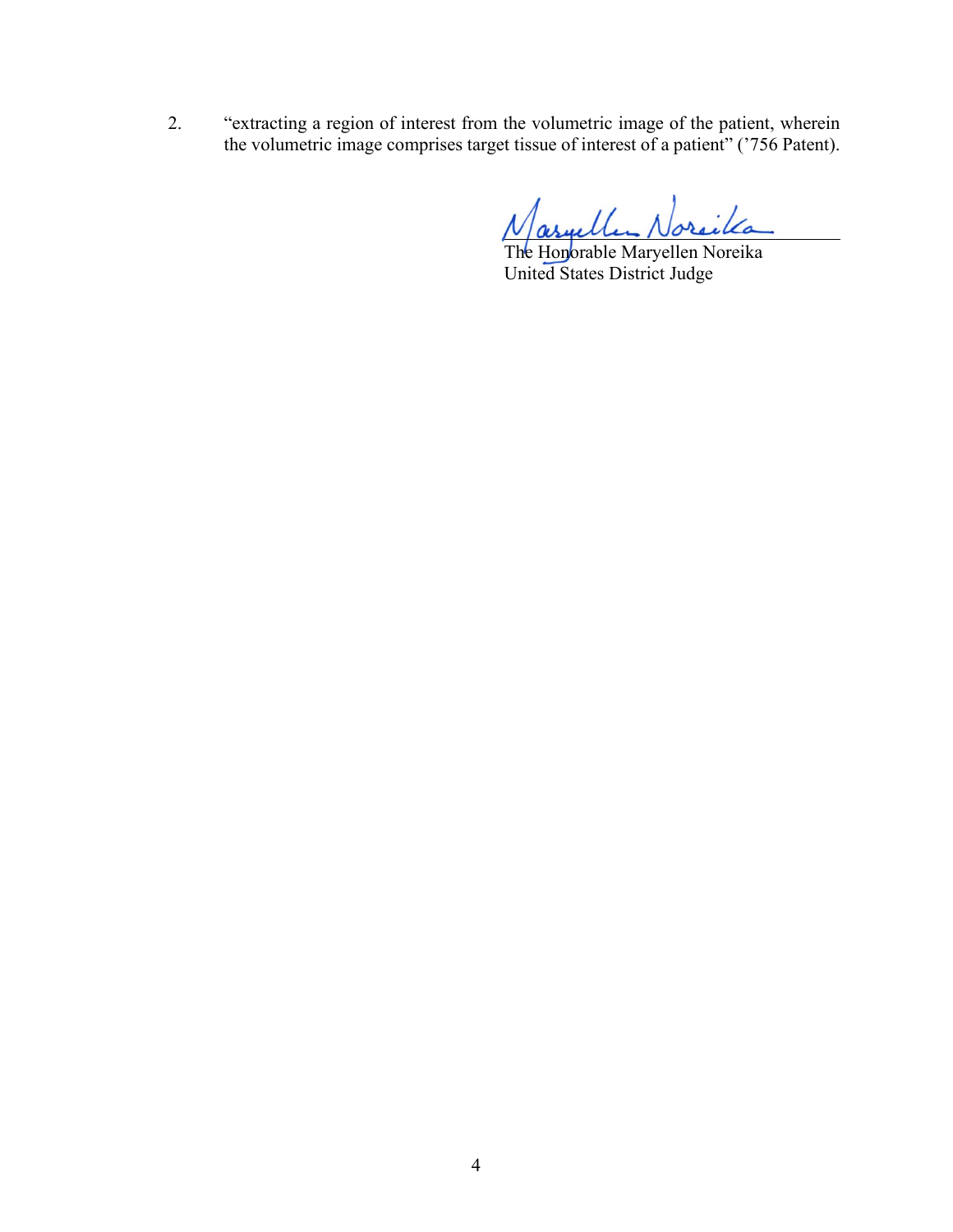2. "extracting a region of interest from the volumetric image of the patient, wherein the volumetric image comprises target tissue of interest of a patient" ('756 Patent).

The Honorable Maryellen Noreika
United States District Judge